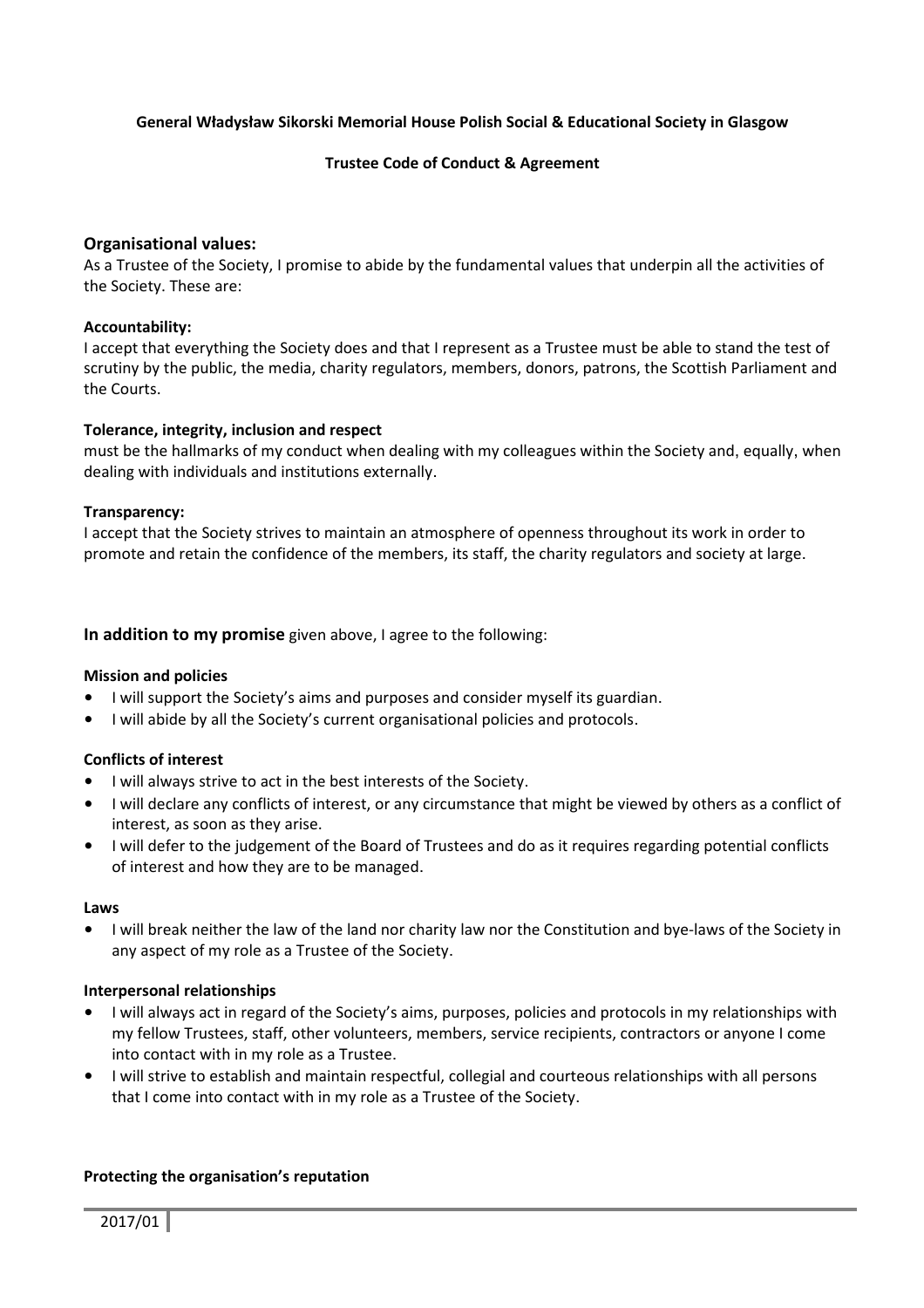**General Władysław Sikorski Memorial House Polish Social & Educational Society in Glasgow**

**Trustee Code of Conduct & Agreement**

## Organisational values:

As a Trustee of the Society, I promise to abide by the fundamental values that underpin all the activities of the Society. These are:

**Accountability:**

I accept that everything the Society does and that I represent as a Trustee must be able to stand the test of scrutiny by the public, the media, charity regulators, members, donors, patrons, the Scottish Parliament and the Courts.

**Tolerance, integrity, inclusion and respect**

must be the hallmarks of my conduct when dealing with my colleagues within the Society and, equally, when dealing with individuals and institutions externally.

**Transparency:**

I accept that the Society strives to maintain an atmosphere of openness throughout its work in order to promote and retain the confidence of the members, its staff, the charity regulators and society at large.

**In addition to my promise** given above, I agree to the following:

**Mission and policies**

- I will support the Society's aims and purposes and consider myself its guardian.
- I will abide by all the Society's current organisational policies and protocols.

**Conflicts of interest**

- I will always strive to act in the best interests of the Society.
- I will declare any conflicts of interest, or any circumstance that might be viewed by others as a conflict of interest, as soon as they arise.
- I will defer to the judgement of the Board of Trustees and do as it requires regarding potential conflicts of interest and how they are to be managed.

**Laws**

- I will break neither the law of the land nor charity law nor the Constitution and bye-laws of the Society in any aspect of my role as a Trustee of the Society.

**Interpersonal relationships**

- I will always act in regard of the Society's aims, purposes, policies and protocols in my relationships with my fellow Trustees, staff, other volunteers, members, service recipients, contractors or anyone I come into contact with in my role as a Trustee.
- I will strive to establish and maintain respectful, collegial and courteous relationships with all persons that I come into contact with in my role as a Trustee of the Society.

**Protecting the organisation's reputation**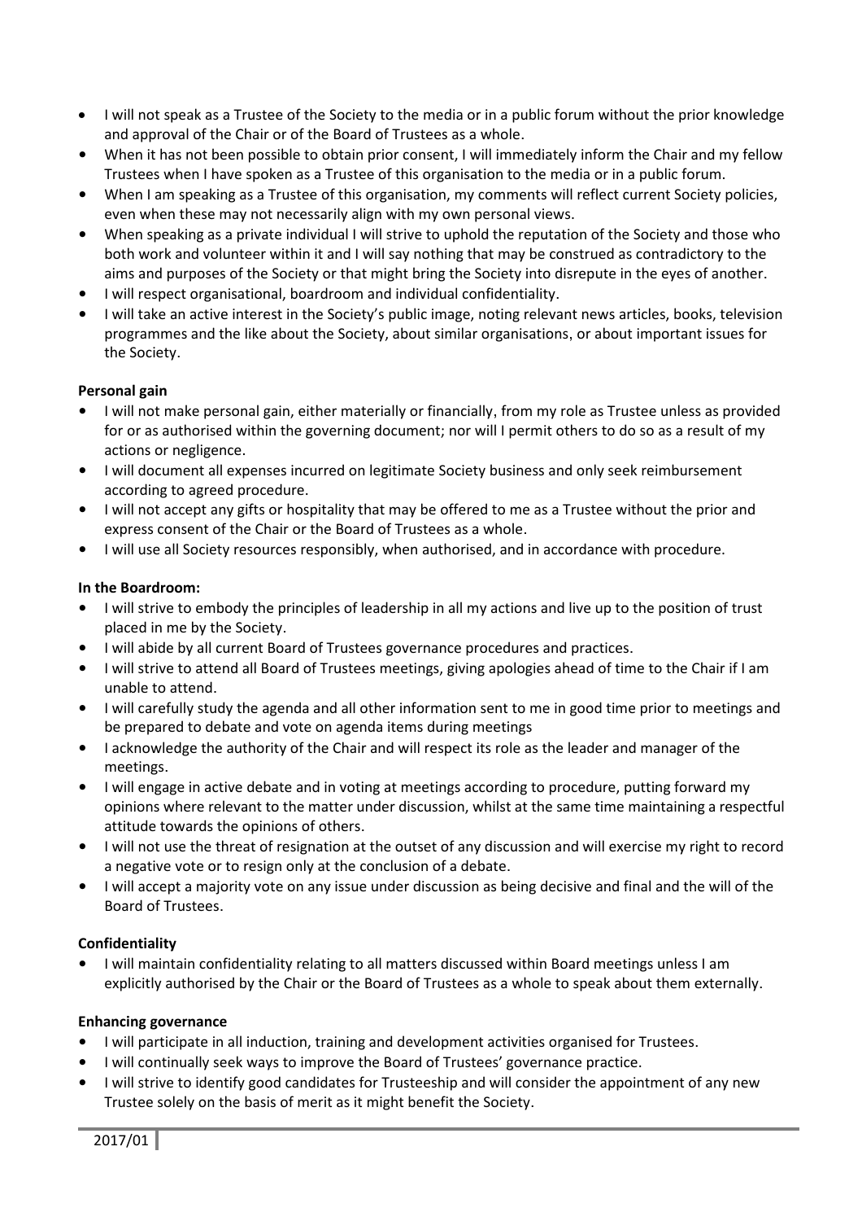- I will not speak as a Trustee of the Society to the media or in a public forum without the prior knowledge and approval of the Chair or of the Board of Trustees as a whole.
- When it has not been possible to obtain prior consent, I will immediately inform the Chair and my fellow Trustees when I have spoken as a Trustee of this organisation to the media or in a public forum.
- When I am speaking as a Trustee of this organisation, my comments will reflect current Society policies, even when these may not necessarily align with my own personal views.
- When speaking as a private individual I will strive to uphold the reputation of the Society and those who both work and volunteer within it and I will say nothing that may be construed as contradictory to the aims and purposes of the Society or that might bring the Society into disrepute in the eyes of another.
- I will respect organisational, boardroom and individual confidentiality.
- I will take an active interest in the Society's public image, noting relevant news articles, books, television programmes and the like about the Society, about similar organisations, or about important issues for the Society.

**Personal gain**

- I will not make personal gain, either materially or financially, from my role as Trustee unless as provided for or as authorised within the governing document; nor will I permit others to do so as a result of my actions or negligence.
- I will document all expenses incurred on legitimate Society business and only seek reimbursement according to agreed procedure.
- I will not accept any gifts or hospitality that may be offered to me as a Trustee without the prior and express consent of the Chair or the Board of Trustees as a whole.
- I will use all Society resources responsibly, when authorised, and in accordance with procedure.

**In the Boardroom:**

- I will strive to embody the principles of leadership in all my actions and live up to the position of trust placed in me by the Society.
- I will abide by all current Board of Trustees governance procedures and practices.
- I will strive to attend all Board of Trustees meetings, giving apologies ahead of time to the Chair if I am unable to attend.
- I will carefully study the agenda and all other information sent to me in good time prior to meetings and be prepared to debate and vote on agenda items during meetings
- I acknowledge the authority of the Chair and will respect its role as the leader and manager of the meetings.
- I will engage in active debate and in voting at meetings according to procedure, putting forward my opinions where relevant to the matter under discussion, whilst at the same time maintaining a respectful attitude towards the opinions of others.
- I will not use the threat of resignation at the outset of any discussion and will exercise my right to record a negative vote or to resign only at the conclusion of a debate.
- I will accept a majority vote on any issue under discussion as being decisive and final and the will of the Board of Trustees.

**Confidentiality**

- I will maintain confidentiality relating to all matters discussed within Board meetings unless I am explicitly authorised by the Chair or the Board of Trustees as a whole to speak about them externally.

**Enhancing governance**

- I will participate in all induction, training and development activities organised for Trustees.
- I will continually seek ways to improve the Board of Trustees' governance practice.
- I will strive to identify good candidates for Trusteeship and will consider the appointment of any new Trustee solely on the basis of merit as it might benefit the Society.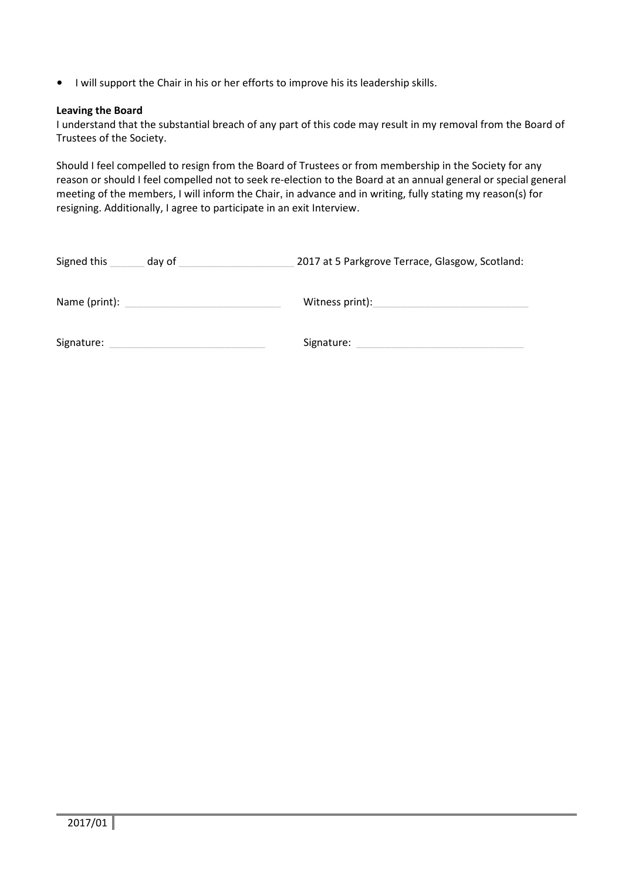- I will support the Chair in his or her efforts to improve his its leadership skills.

**Leaving the Board**

I understand that the substantial breach of any part of this code may result in my removal from the Board of Trustees of the Society.

Should I feel compelled to resign from the Board of Trustees or from membership in the Society for any reason or should I feel compelled not to seek re-election to the Board at an annual general or special general meeting of the members, I will inform the Chair, in advance and in writing, fully stating my reason(s) for resigning. Additionally, I agree to participate in an exit Interview.

Signed this ______ day of ____________________ 2017 at 5 Parkgrove Terrace, Glasgow, Scotland:

Name (print): ___________________________ Witness print): ___________________________

Signature: ___________________________ Signature: ___________________________

2017/01